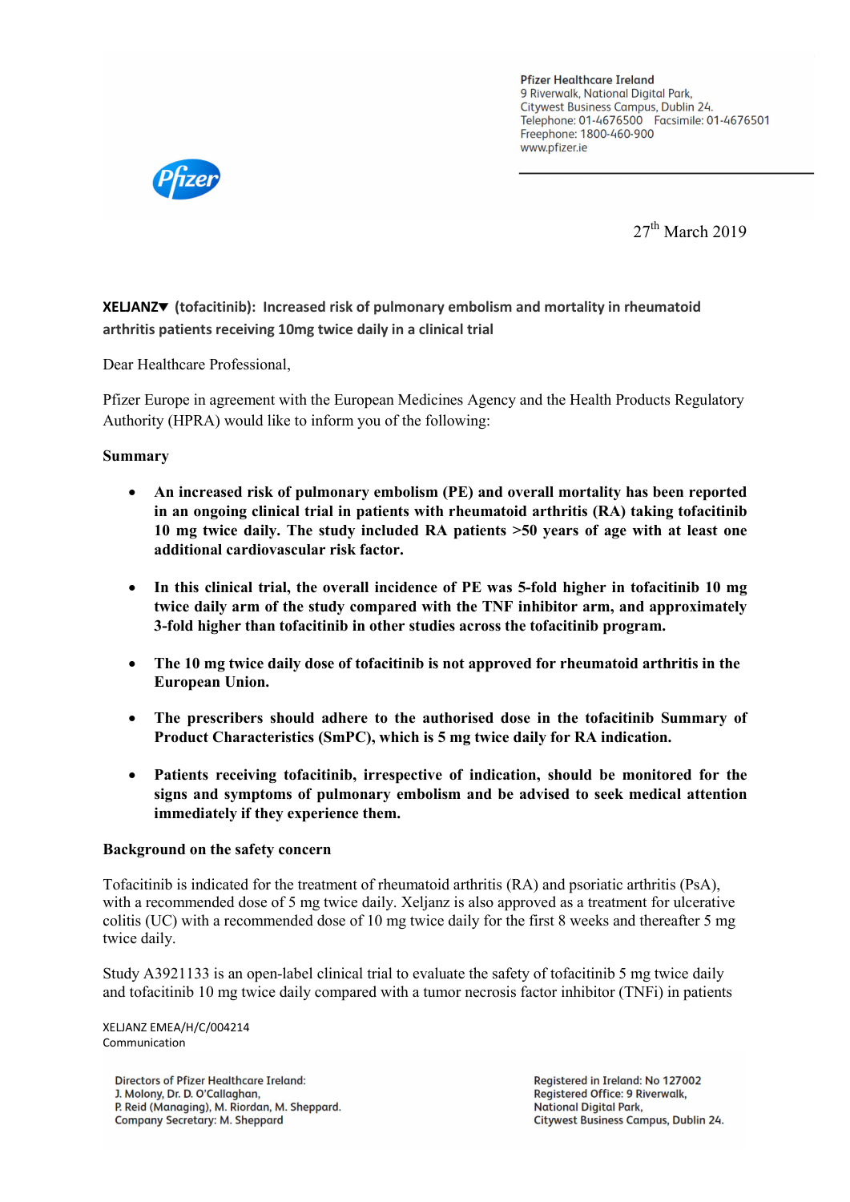Pfizer Healthcare Ireland
9 Riverwalk, National Digital Park,
Citywest Business Campus, Dublin 24.
Telephone: 01-4676500 Facsimile: 01-4676501
Freephone: 1800-460-900
www.pfizer.ie

27th March 2019

**XELJANZ▼ (tofacitinib): Increased risk of pulmonary embolism and mortality in rheumatoid arthritis patients receiving 10mg twice daily in a clinical trial**

Dear Healthcare Professional,

Pfizer Europe in agreement with the European Medicines Agency and the Health Products Regulatory Authority (HPRA) would like to inform you of the following:

**Summary**

- **An increased risk of pulmonary embolism (PE) and overall mortality has been reported in an ongoing clinical trial in patients with rheumatoid arthritis (RA) taking tofacitinib 10 mg twice daily. The study included RA patients >50 years of age with at least one additional cardiovascular risk factor.**

- **In this clinical trial, the overall incidence of PE was 5-fold higher in tofacitinib 10 mg twice daily arm of the study compared with the TNF inhibitor arm, and approximately 3-fold higher than tofacitinib in other studies across the tofacitinib program.**

- **The 10 mg twice daily dose of tofacitinib is not approved for rheumatoid arthritis in the European Union.**

- **The prescribers should adhere to the authorised dose in the tofacitinib Summary of Product Characteristics (SmPC), which is 5 mg twice daily for RA indication.**

- **Patients receiving tofacitinib, irrespective of indication, should be monitored for the signs and symptoms of pulmonary embolism and be advised to seek medical attention immediately if they experience them.**

**Background on the safety concern**

Tofacitinib is indicated for the treatment of rheumatoid arthritis (RA) and psoriatic arthritis (PsA), with a recommended dose of 5 mg twice daily. Xeljanz is also approved as a treatment for ulcerative colitis (UC) with a recommended dose of 10 mg twice daily for the first 8 weeks and thereafter 5 mg twice daily.

Study A3921133 is an open-label clinical trial to evaluate the safety of tofacitinib 5 mg twice daily and tofacitinib 10 mg twice daily compared with a tumor necrosis factor inhibitor (TNFi) in patients

XELJANZ EMEA/H/C/004214
Communication

Directors of Pfizer Healthcare Ireland:
J. Molony, Dr. D. O'Callaghan,
P. Reid (Managing), M. Riordan, M. Sheppard.
Company Secretary: M. Sheppard

Registered in Ireland: No 127002
Registered Office: 9 Riverwalk,
National Digital Park,
Citywest Business Campus, Dublin 24.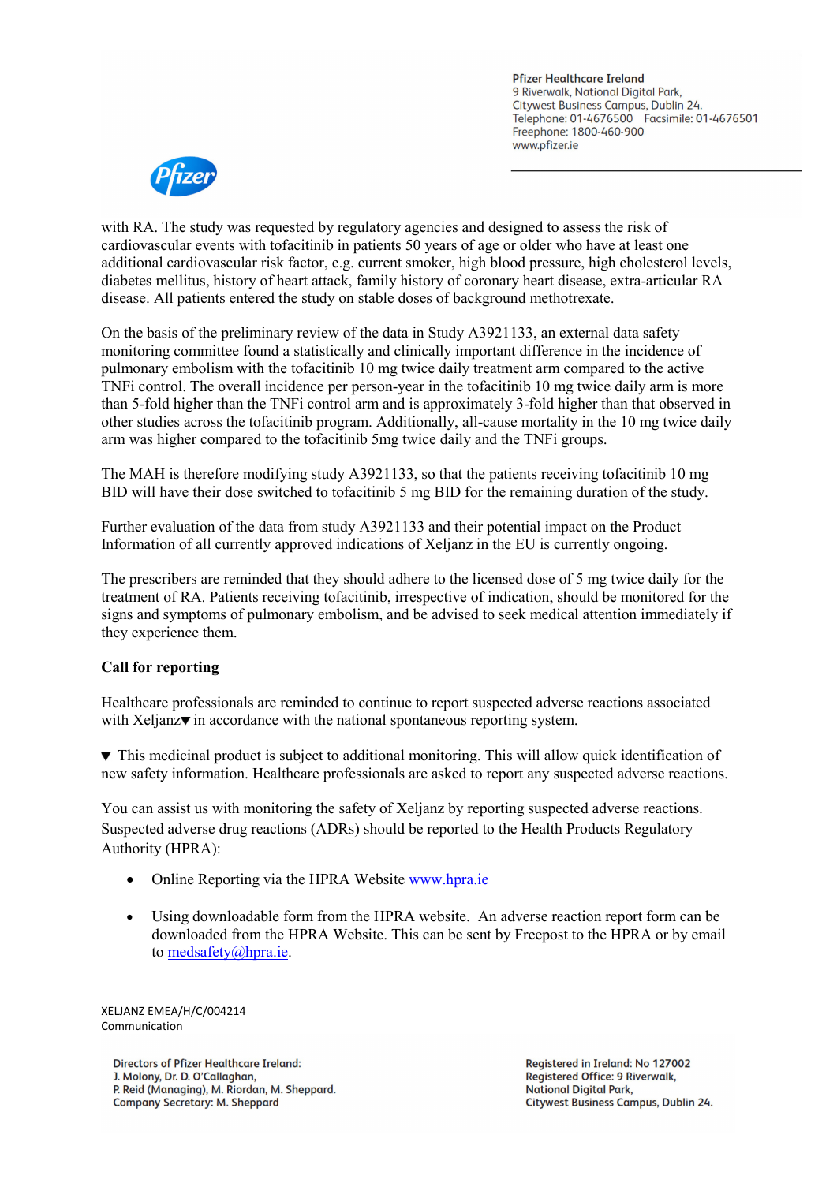with RA. The study was requested by regulatory agencies and designed to assess the risk of cardiovascular events with tofacitinib in patients 50 years of age or older who have at least one additional cardiovascular risk factor, e.g. current smoker, high blood pressure, high cholesterol levels, diabetes mellitus, history of heart attack, family history of coronary heart disease, extra-articular RA disease. All patients entered the study on stable doses of background methotrexate.

On the basis of the preliminary review of the data in Study A3921133, an external data safety monitoring committee found a statistically and clinically important difference in the incidence of pulmonary embolism with the tofacitinib 10 mg twice daily treatment arm compared to the active TNFi control. The overall incidence per person-year in the tofacitinib 10 mg twice daily arm is more than 5-fold higher than the TNFi control arm and is approximately 3-fold higher than that observed in other studies across the tofacitinib program. Additionally, all-cause mortality in the 10 mg twice daily arm was higher compared to the tofacitinib 5mg twice daily and the TNFi groups.

The MAH is therefore modifying study A3921133, so that the patients receiving tofacitinib 10 mg BID will have their dose switched to tofacitinib 5 mg BID for the remaining duration of the study.

Further evaluation of the data from study A3921133 and their potential impact on the Product Information of all currently approved indications of Xeljanz in the EU is currently ongoing.

The prescribers are reminded that they should adhere to the licensed dose of 5 mg twice daily for the treatment of RA. Patients receiving tofacitinib, irrespective of indication, should be monitored for the signs and symptoms of pulmonary embolism, and be advised to seek medical attention immediately if they experience them.

**Call for reporting**

Healthcare professionals are reminded to continue to report suspected adverse reactions associated with Xeljanz▼ in accordance with the national spontaneous reporting system.

▼ This medicinal product is subject to additional monitoring. This will allow quick identification of new safety information. Healthcare professionals are asked to report any suspected adverse reactions.

You can assist us with monitoring the safety of Xeljanz by reporting suspected adverse reactions. Suspected adverse drug reactions (ADRs) should be reported to the Health Products Regulatory Authority (HPRA):

- Online Reporting via the HPRA Website www.hpra.ie
- Using downloadable form from the HPRA website. An adverse reaction report form can be downloaded from the HPRA Website. This can be sent by Freepost to the HPRA or by email to medsafety@hpra.ie.

XELJANZ EMEA/H/C/004214
Communication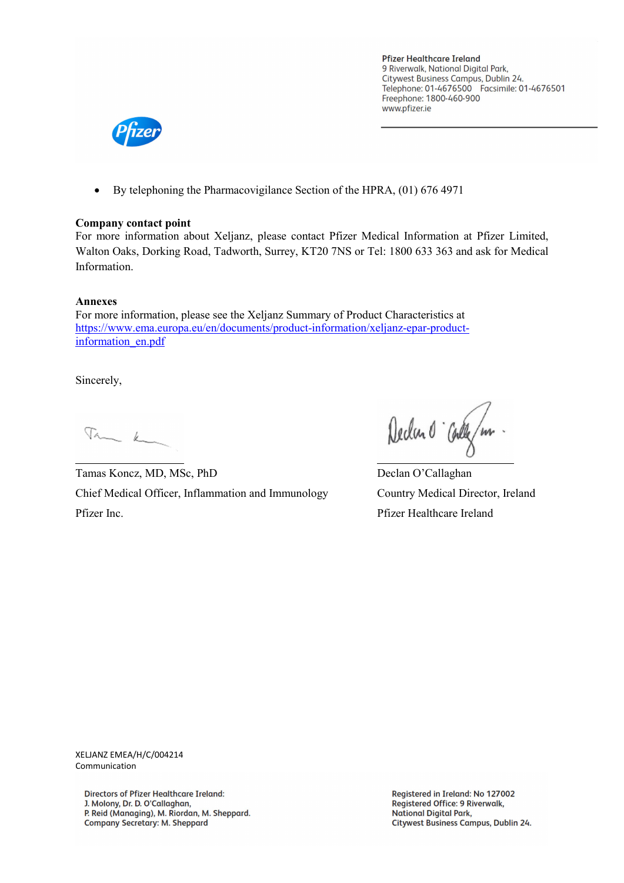- By telephoning the Pharmacovigilance Section of the HPRA, (01) 676 4971

**Company contact point**

For more information about Xeljanz, please contact Pfizer Medical Information at Pfizer Limited, Walton Oaks, Dorking Road, Tadworth, Surrey, KT20 7NS or Tel: 1800 633 363 and ask for Medical Information.

**Annexes**

For more information, please see the Xeljanz Summary of Product Characteristics at https://www.ema.europa.eu/en/documents/product-information/xeljanz-epar-product-information_en.pdf

Sincerely,

Tamas Koncz, MD, MSc, PhD
Chief Medical Officer, Inflammation and Immunology
Pfizer Inc.

Declan O'Callaghan
Country Medical Director, Ireland
Pfizer Healthcare Ireland

XELJANZ EMEA/H/C/004214
Communication